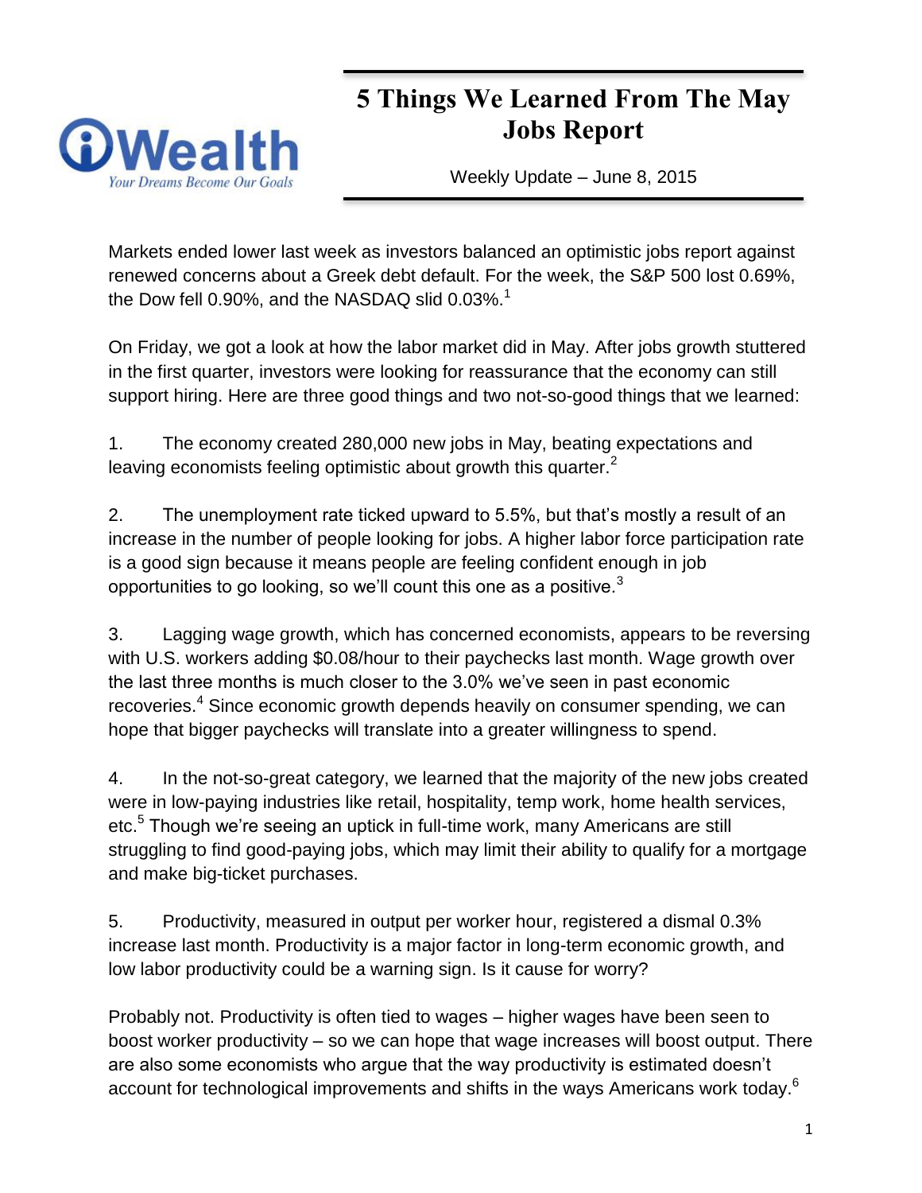# 5 Things We Learned From The May Jobs Report

Weekly Update – June 8, 2015

Markets ended lower last week as investors balanced an optimistic jobs report against renewed concerns about a Greek debt default. For the week, the S&P 500 lost 0.69%, the Dow fell 0.90%, and the NASDAQ slid 0.03%.[1]

On Friday, we got a look at how the labor market did in May. After jobs growth stuttered in the first quarter, investors were looking for reassurance that the economy can still support hiring. Here are three good things and two not-so-good things that we learned:

1. The economy created 280,000 new jobs in May, beating expectations and leaving economists feeling optimistic about growth this quarter.[2]

2. The unemployment rate ticked upward to 5.5%, but that's mostly a result of an increase in the number of people looking for jobs. A higher labor force participation rate is a good sign because it means people are feeling confident enough in job opportunities to go looking, so we'll count this one as a positive.[3]

3. Lagging wage growth, which has concerned economists, appears to be reversing with U.S. workers adding $0.08/hour to their paychecks last month. Wage growth over the last three months is much closer to the 3.0% we've seen in past economic recoveries.[4] Since economic growth depends heavily on consumer spending, we can hope that bigger paychecks will translate into a greater willingness to spend.

4. In the not-so-great category, we learned that the majority of the new jobs created were in low-paying industries like retail, hospitality, temp work, home health services, etc.[5] Though we're seeing an uptick in full-time work, many Americans are still struggling to find good-paying jobs, which may limit their ability to qualify for a mortgage and make big-ticket purchases.

5. Productivity, measured in output per worker hour, registered a dismal 0.3% increase last month. Productivity is a major factor in long-term economic growth, and low labor productivity could be a warning sign. Is it cause for worry?

Probably not. Productivity is often tied to wages – higher wages have been seen to boost worker productivity – so we can hope that wage increases will boost output. There are also some economists who argue that the way productivity is estimated doesn't account for technological improvements and shifts in the ways Americans work today.[6]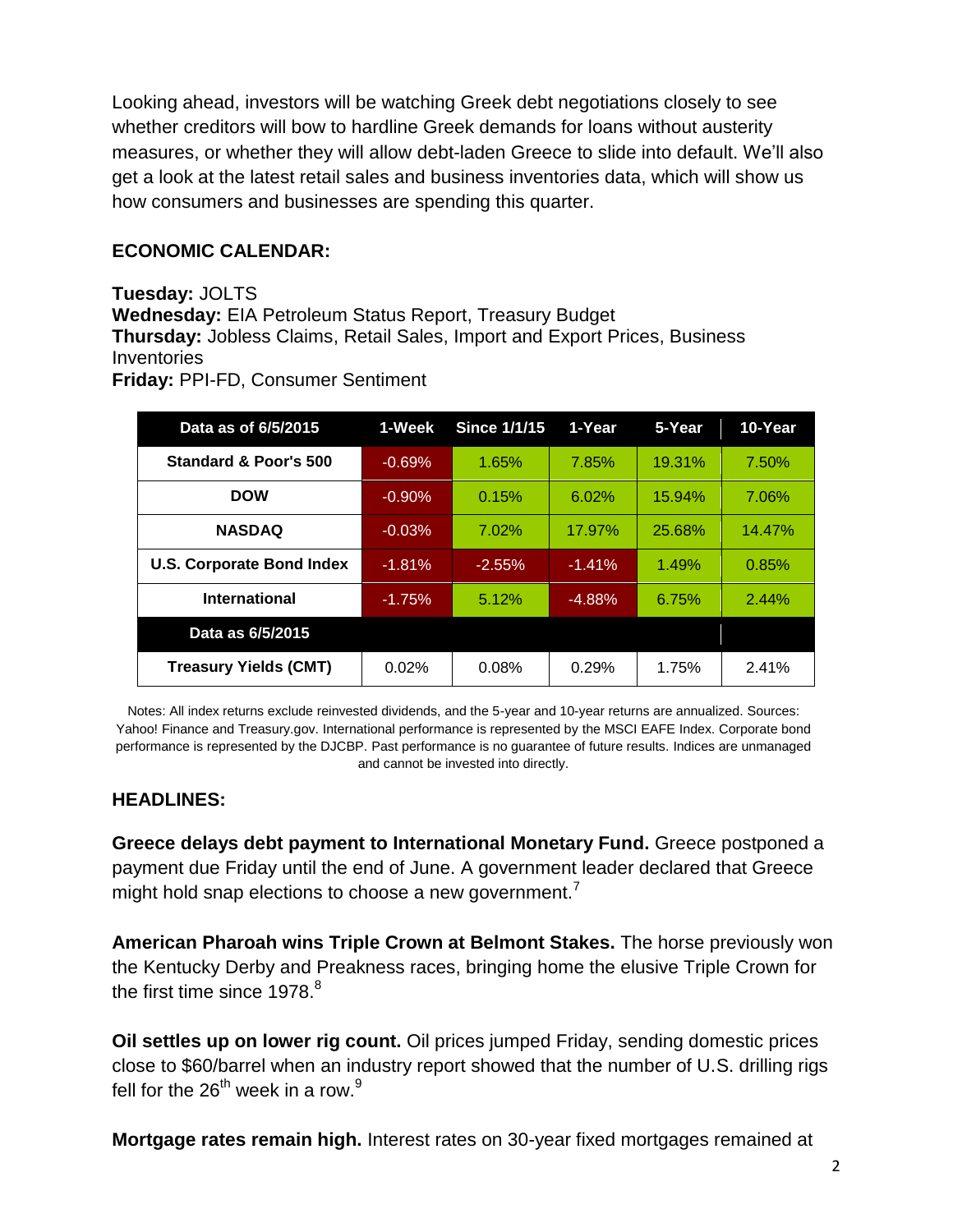Looking ahead, investors will be watching Greek debt negotiations closely to see whether creditors will bow to hardline Greek demands for loans without austerity measures, or whether they will allow debt-laden Greece to slide into default. We'll also get a look at the latest retail sales and business inventories data, which will show us how consumers and businesses are spending this quarter.

**ECONOMIC CALENDAR:**

**Tuesday:** JOLTS
**Wednesday:** EIA Petroleum Status Report, Treasury Budget
**Thursday:** Jobless Claims, Retail Sales, Import and Export Prices, Business Inventories
**Friday:** PPI-FD, Consumer Sentiment

| Data as of 6/5/2015 | 1-Week | Since 1/1/15 | 1-Year | 5-Year | 10-Year |
|---|---|---|---|---|---|
| Standard & Poor's 500 | -0.69% | 1.65% | 7.85% | 19.31% | 7.50% |
| DOW | -0.90% | 0.15% | 6.02% | 15.94% | 7.06% |
| NASDAQ | -0.03% | 7.02% | 17.97% | 25.68% | 14.47% |
| U.S. Corporate Bond Index | -1.81% | -2.55% | -1.41% | 1.49% | 0.85% |
| International | -1.75% | 5.12% | -4.88% | 6.75% | 2.44% |
| **Data as 6/5/2015** | | | | | |
| Treasury Yields (CMT) | 0.02% | 0.08% | 0.29% | 1.75% | 2.41% |

Notes: All index returns exclude reinvested dividends, and the 5-year and 10-year returns are annualized. Sources: Yahoo! Finance and Treasury.gov. International performance is represented by the MSCI EAFE Index. Corporate bond performance is represented by the DJCBP. Past performance is no guarantee of future results. Indices are unmanaged and cannot be invested into directly.

**HEADLINES:**

**Greece delays debt payment to International Monetary Fund.** Greece postponed a payment due Friday until the end of June. A government leader declared that Greece might hold snap elections to choose a new government.[7]

**American Pharoah wins Triple Crown at Belmont Stakes.** The horse previously won the Kentucky Derby and Preakness races, bringing home the elusive Triple Crown for the first time since 1978.[8]

**Oil settles up on lower rig count.** Oil prices jumped Friday, sending domestic prices close to $60/barrel when an industry report showed that the number of U.S. drilling rigs fell for the 26th week in a row.[9]

**Mortgage rates remain high.** Interest rates on 30-year fixed mortgages remained at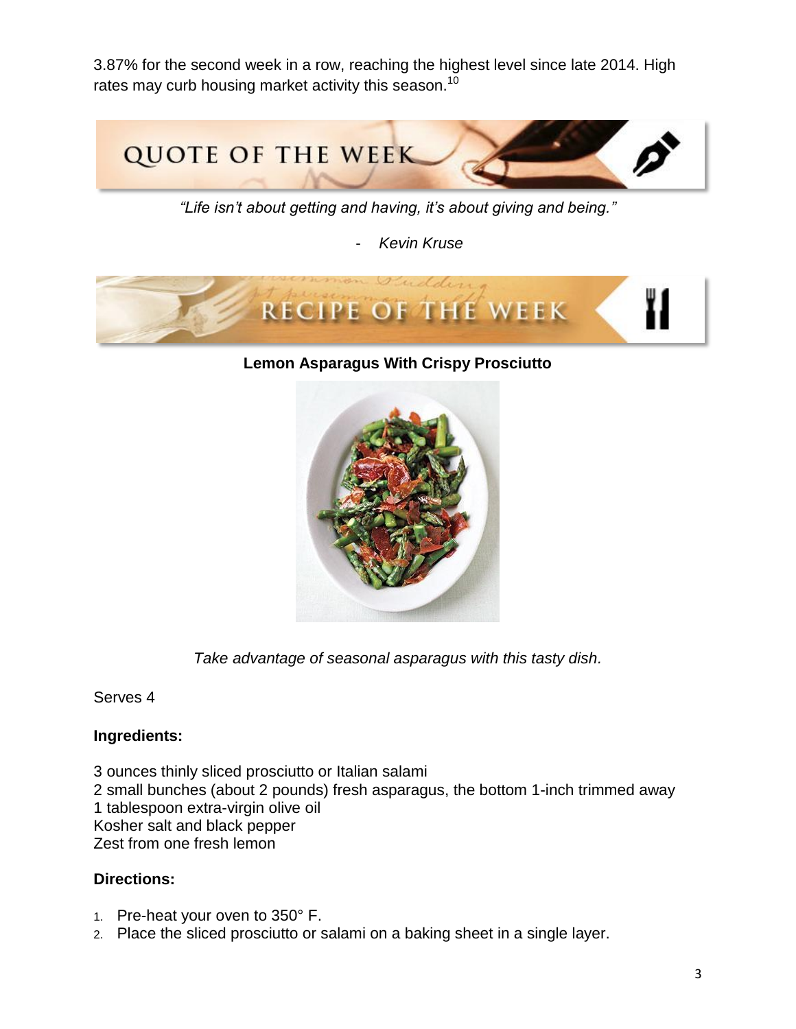3.87% for the second week in a row, reaching the highest level since late 2014. High rates may curb housing market activity this season.[10]

## QUOTE OF THE WEEK

*"Life isn't about getting and having, it's about giving and being."*

*- Kevin Kruse*

## RECIPE OF THE WEEK

**Lemon Asparagus With Crispy Prosciutto**

*Take advantage of seasonal asparagus with this tasty dish.*

Serves 4

**Ingredients:**

3 ounces thinly sliced prosciutto or Italian salami
2 small bunches (about 2 pounds) fresh asparagus, the bottom 1-inch trimmed away
1 tablespoon extra-virgin olive oil
Kosher salt and black pepper
Zest from one fresh lemon

**Directions:**

1. Pre-heat your oven to 350° F.
2. Place the sliced prosciutto or salami on a baking sheet in a single layer.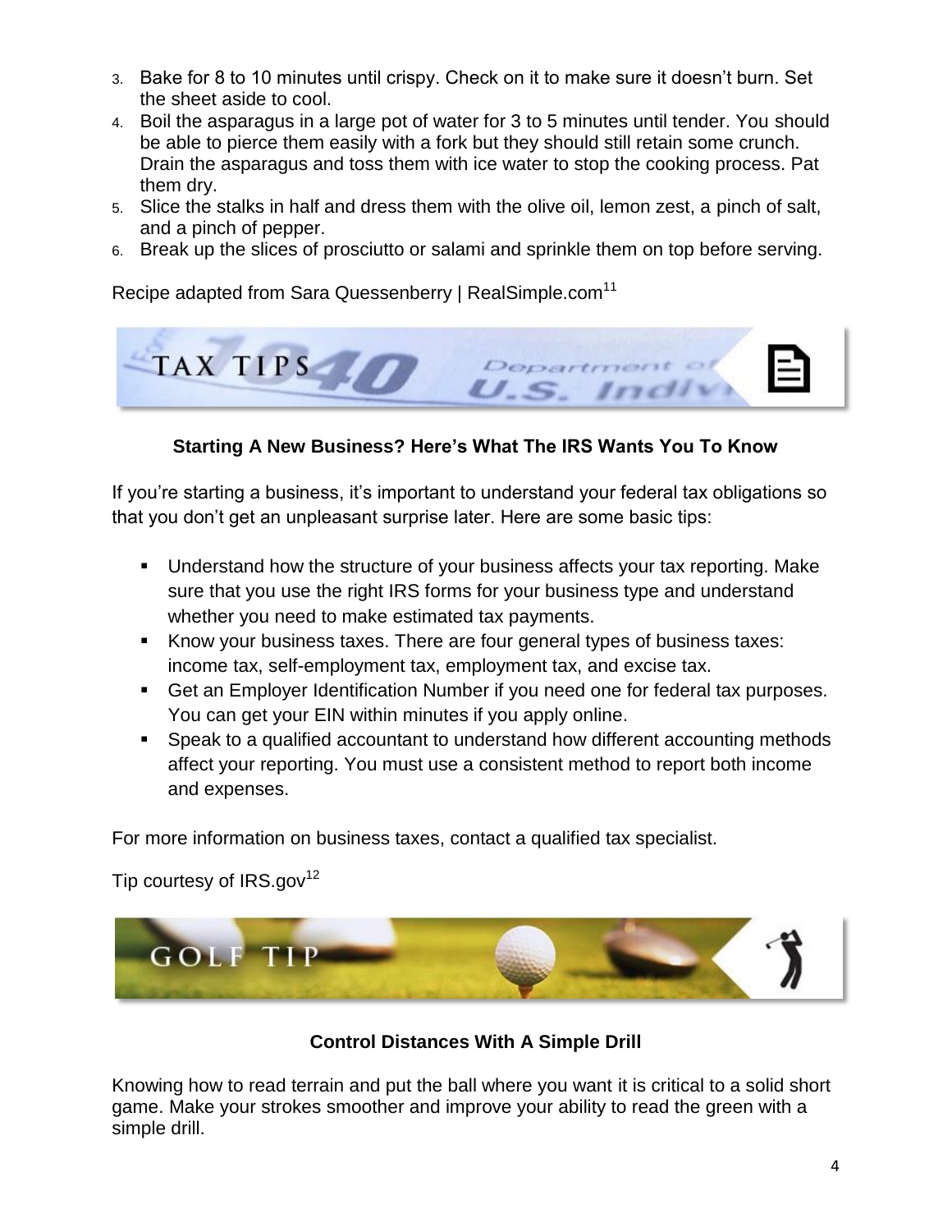3. Bake for 8 to 10 minutes until crispy. Check on it to make sure it doesn't burn. Set the sheet aside to cool.
4. Boil the asparagus in a large pot of water for 3 to 5 minutes until tender. You should be able to pierce them easily with a fork but they should still retain some crunch. Drain the asparagus and toss them with ice water to stop the cooking process. Pat them dry.
5. Slice the stalks in half and dress them with the olive oil, lemon zest, a pinch of salt, and a pinch of pepper.
6. Break up the slices of prosciutto or salami and sprinkle them on top before serving.

Recipe adapted from Sara Quessenberry | RealSimple.com[11]

## TAX TIPS

### Starting A New Business? Here's What The IRS Wants You To Know

If you're starting a business, it's important to understand your federal tax obligations so that you don't get an unpleasant surprise later. Here are some basic tips:

- Understand how the structure of your business affects your tax reporting. Make sure that you use the right IRS forms for your business type and understand whether you need to make estimated tax payments.
- Know your business taxes. There are four general types of business taxes: income tax, self-employment tax, employment tax, and excise tax.
- Get an Employer Identification Number if you need one for federal tax purposes. You can get your EIN within minutes if you apply online.
- Speak to a qualified accountant to understand how different accounting methods affect your reporting. You must use a consistent method to report both income and expenses.

For more information on business taxes, contact a qualified tax specialist.

Tip courtesy of IRS.gov[12]

## GOLF TIP

### Control Distances With A Simple Drill

Knowing how to read terrain and put the ball where you want it is critical to a solid short game. Make your strokes smoother and improve your ability to read the green with a simple drill.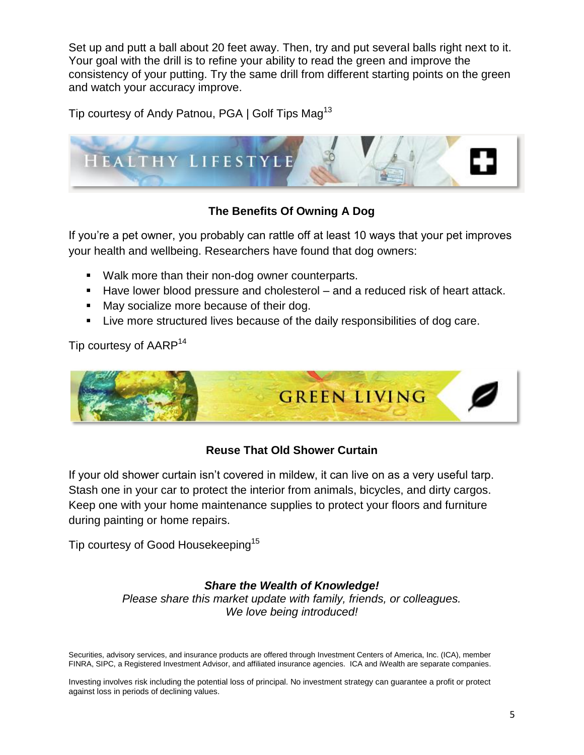Set up and putt a ball about 20 feet away. Then, try and put several balls right next to it. Your goal with the drill is to refine your ability to read the green and improve the consistency of your putting. Try the same drill from different starting points on the green and watch your accuracy improve.

Tip courtesy of Andy Patnou, PGA | Golf Tips Mag[13]

## HEALTHY LIFESTYLE

### The Benefits Of Owning A Dog

If you're a pet owner, you probably can rattle off at least 10 ways that your pet improves your health and wellbeing. Researchers have found that dog owners:

- Walk more than their non-dog owner counterparts.
- Have lower blood pressure and cholesterol – and a reduced risk of heart attack.
- May socialize more because of their dog.
- Live more structured lives because of the daily responsibilities of dog care.

Tip courtesy of AARP[14]

## GREEN LIVING

### Reuse That Old Shower Curtain

If your old shower curtain isn't covered in mildew, it can live on as a very useful tarp. Stash one in your car to protect the interior from animals, bicycles, and dirty cargos. Keep one with your home maintenance supplies to protect your floors and furniture during painting or home repairs.

Tip courtesy of Good Housekeeping[15]

***Share the Wealth of Knowledge!***
*Please share this market update with family, friends, or colleagues.*
*We love being introduced!*

Securities, advisory services, and insurance products are offered through Investment Centers of America, Inc. (ICA), member FINRA, SIPC, a Registered Investment Advisor, and affiliated insurance agencies. ICA and iWealth are separate companies.

Investing involves risk including the potential loss of principal. No investment strategy can guarantee a profit or protect against loss in periods of declining values.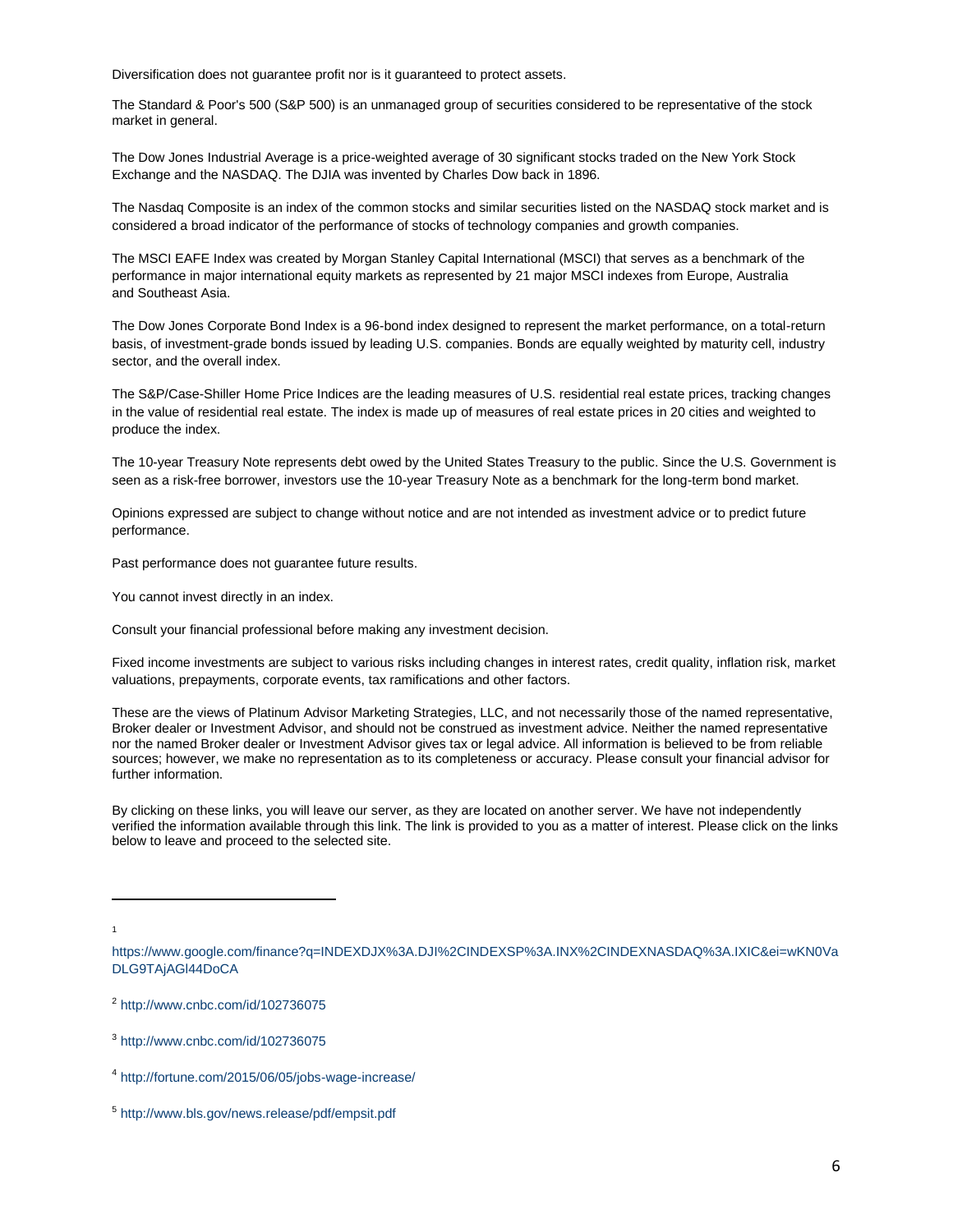Diversification does not guarantee profit nor is it guaranteed to protect assets.

The Standard & Poor's 500 (S&P 500) is an unmanaged group of securities considered to be representative of the stock market in general.

The Dow Jones Industrial Average is a price-weighted average of 30 significant stocks traded on the New York Stock Exchange and the NASDAQ. The DJIA was invented by Charles Dow back in 1896.

The Nasdaq Composite is an index of the common stocks and similar securities listed on the NASDAQ stock market and is considered a broad indicator of the performance of stocks of technology companies and growth companies.

The MSCI EAFE Index was created by Morgan Stanley Capital International (MSCI) that serves as a benchmark of the performance in major international equity markets as represented by 21 major MSCI indexes from Europe, Australia and Southeast Asia.

The Dow Jones Corporate Bond Index is a 96-bond index designed to represent the market performance, on a total-return basis, of investment-grade bonds issued by leading U.S. companies. Bonds are equally weighted by maturity cell, industry sector, and the overall index.

The S&P/Case-Shiller Home Price Indices are the leading measures of U.S. residential real estate prices, tracking changes in the value of residential real estate. The index is made up of measures of real estate prices in 20 cities and weighted to produce the index.

The 10-year Treasury Note represents debt owed by the United States Treasury to the public. Since the U.S. Government is seen as a risk-free borrower, investors use the 10-year Treasury Note as a benchmark for the long-term bond market.

Opinions expressed are subject to change without notice and are not intended as investment advice or to predict future performance.

Past performance does not guarantee future results.

You cannot invest directly in an index.

Consult your financial professional before making any investment decision.

Fixed income investments are subject to various risks including changes in interest rates, credit quality, inflation risk, market valuations, prepayments, corporate events, tax ramifications and other factors.

These are the views of Platinum Advisor Marketing Strategies, LLC, and not necessarily those of the named representative, Broker dealer or Investment Advisor, and should not be construed as investment advice. Neither the named representative nor the named Broker dealer or Investment Advisor gives tax or legal advice. All information is believed to be from reliable sources; however, we make no representation as to its completeness or accuracy. Please consult your financial advisor for further information.

By clicking on these links, you will leave our server, as they are located on another server. We have not independently verified the information available through this link. The link is provided to you as a matter of interest. Please click on the links below to leave and proceed to the selected site.

---

[1] https://www.google.com/finance?q=INDEXDJX%3A.DJI%2CINDEXSP%3A.INX%2CINDEXNASDAQ%3A.IXIC&ei=wKN0VaDLG9TAjAGl44DoCA

[2] http://www.cnbc.com/id/102736075

[3] http://www.cnbc.com/id/102736075

[4] http://fortune.com/2015/06/05/jobs-wage-increase/

[5] http://www.bls.gov/news.release/pdf/empsit.pdf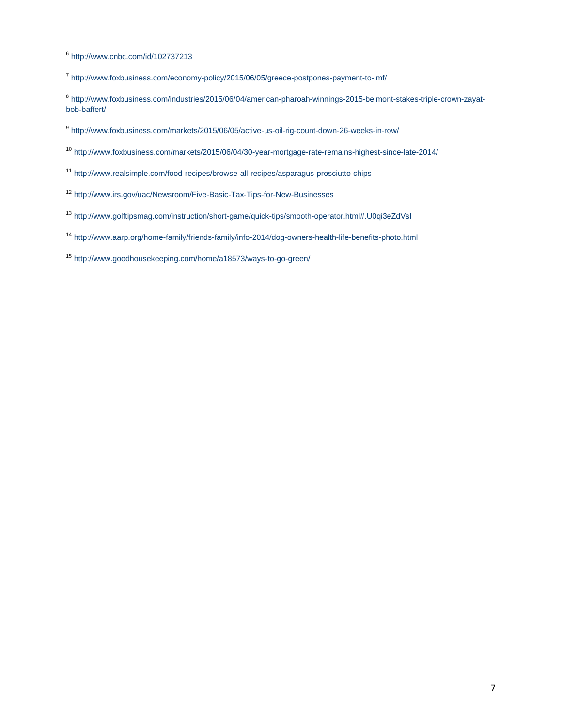[6] http://www.cnbc.com/id/102737213

[7] http://www.foxbusiness.com/economy-policy/2015/06/05/greece-postpones-payment-to-imf/

[8] http://www.foxbusiness.com/industries/2015/06/04/american-pharoah-winnings-2015-belmont-stakes-triple-crown-zayat-bob-baffert/

[9] http://www.foxbusiness.com/markets/2015/06/05/active-us-oil-rig-count-down-26-weeks-in-row/

[10] http://www.foxbusiness.com/markets/2015/06/04/30-year-mortgage-rate-remains-highest-since-late-2014/

[11] http://www.realsimple.com/food-recipes/browse-all-recipes/asparagus-prosciutto-chips

[12] http://www.irs.gov/uac/Newsroom/Five-Basic-Tax-Tips-for-New-Businesses

[13] http://www.golftipsmag.com/instruction/short-game/quick-tips/smooth-operator.html#.U0qi3eZdVsI

[14] http://www.aarp.org/home-family/friends-family/info-2014/dog-owners-health-life-benefits-photo.html

[15] http://www.goodhousekeeping.com/home/a18573/ways-to-go-green/